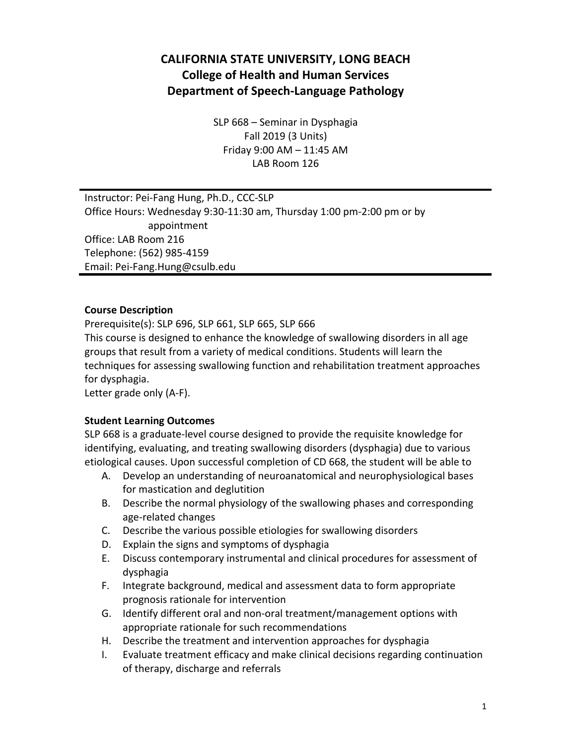# CALIFORNIA STATE UNIVERSITY, LONG BEACH
## College of Health and Human Services
## Department of Speech-Language Pathology

SLP 668 – Seminar in Dysphagia
Fall 2019 (3 Units)
Friday 9:00 AM – 11:45 AM
LAB Room 126

---

Instructor: Pei-Fang Hung, Ph.D., CCC-SLP
Office Hours: Wednesday 9:30-11:30 am, Thursday 1:00 pm-2:00 pm or by appointment
Office: LAB Room 216
Telephone: (562) 985-4159
Email: Pei-Fang.Hung@csulb.edu

---

**Course Description**

Prerequisite(s): SLP 696, SLP 661, SLP 665, SLP 666
This course is designed to enhance the knowledge of swallowing disorders in all age groups that result from a variety of medical conditions. Students will learn the techniques for assessing swallowing function and rehabilitation treatment approaches for dysphagia.
Letter grade only (A-F).

**Student Learning Outcomes**

SLP 668 is a graduate-level course designed to provide the requisite knowledge for identifying, evaluating, and treating swallowing disorders (dysphagia) due to various etiological causes. Upon successful completion of CD 668, the student will be able to

A. Develop an understanding of neuroanatomical and neurophysiological bases for mastication and deglutition
B. Describe the normal physiology of the swallowing phases and corresponding age-related changes
C. Describe the various possible etiologies for swallowing disorders
D. Explain the signs and symptoms of dysphagia
E. Discuss contemporary instrumental and clinical procedures for assessment of dysphagia
F. Integrate background, medical and assessment data to form appropriate prognosis rationale for intervention
G. Identify different oral and non-oral treatment/management options with appropriate rationale for such recommendations
H. Describe the treatment and intervention approaches for dysphagia
I. Evaluate treatment efficacy and make clinical decisions regarding continuation of therapy, discharge and referrals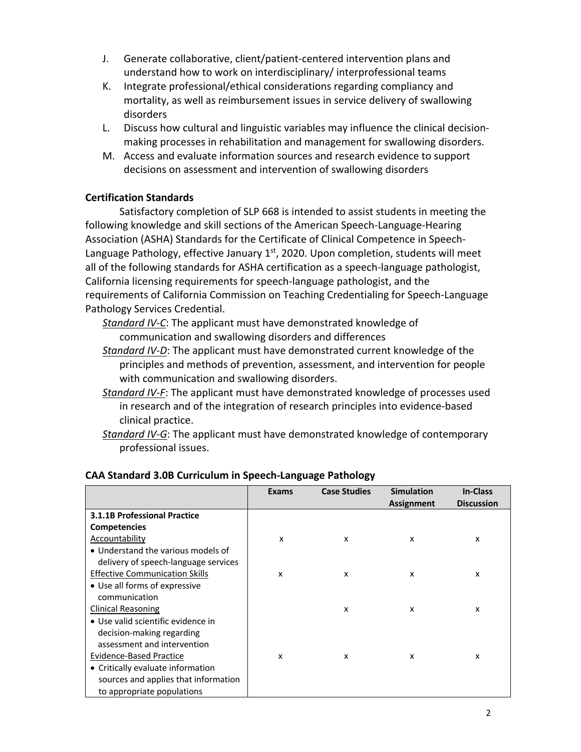J. Generate collaborative, client/patient-centered intervention plans and understand how to work on interdisciplinary/ interprofessional teams
K. Integrate professional/ethical considerations regarding compliancy and mortality, as well as reimbursement issues in service delivery of swallowing disorders
L. Discuss how cultural and linguistic variables may influence the clinical decision-making processes in rehabilitation and management for swallowing disorders.
M. Access and evaluate information sources and research evidence to support decisions on assessment and intervention of swallowing disorders

### Certification Standards

Satisfactory completion of SLP 668 is intended to assist students in meeting the following knowledge and skill sections of the American Speech-Language-Hearing Association (ASHA) Standards for the Certificate of Clinical Competence in Speech-Language Pathology, effective January 1st, 2020. Upon completion, students will meet all of the following standards for ASHA certification as a speech-language pathologist, California licensing requirements for speech-language pathologist, and the requirements of California Commission on Teaching Credentialing for Speech-Language Pathology Services Credential.

*Standard IV-C*: The applicant must have demonstrated knowledge of communication and swallowing disorders and differences

*Standard IV-D*: The applicant must have demonstrated current knowledge of the principles and methods of prevention, assessment, and intervention for people with communication and swallowing disorders.

*Standard IV-F*: The applicant must have demonstrated knowledge of processes used in research and of the integration of research principles into evidence-based clinical practice.

*Standard IV-G*: The applicant must have demonstrated knowledge of contemporary professional issues.

### CAA Standard 3.0B Curriculum in Speech-Language Pathology

| | Exams | Case Studies | Simulation Assignment | In-Class Discussion |
|---|---|---|---|---|
| **3.1.1B Professional Practice Competencies** | | | | |
| Accountability<br>• Understand the various models of delivery of speech-language services | x | x | x | x |
| Effective Communication Skills<br>• Use all forms of expressive communication | x | x | x | x |
| Clinical Reasoning<br>• Use valid scientific evidence in decision-making regarding assessment and intervention | | x | x | x |
| Evidence-Based Practice<br>• Critically evaluate information sources and applies that information to appropriate populations | x | x | x | x |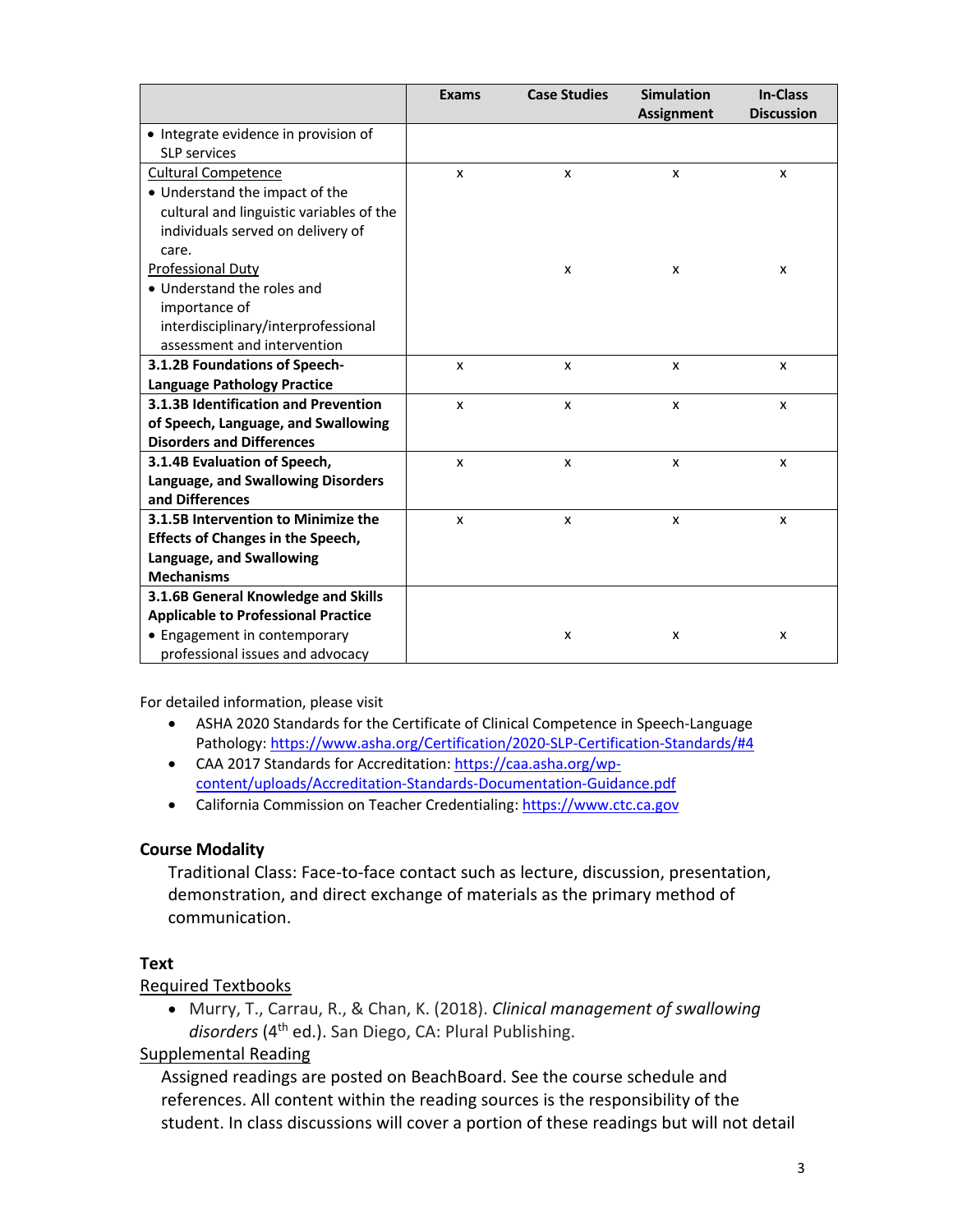| | Exams | Case Studies | Simulation Assignment | In-Class Discussion |
|---|---|---|---|---|
| • Integrate evidence in provision of SLP services | | | | |
| Cultural Competence<br>• Understand the impact of the cultural and linguistic variables of the individuals served on delivery of care. | x | x | x | x |
| Professional Duty<br>• Understand the roles and importance of interdisciplinary/interprofessional assessment and intervention | | x | x | x |
| **3.1.2B Foundations of Speech-Language Pathology Practice** | x | x | x | x |
| **3.1.3B Identification and Prevention of Speech, Language, and Swallowing Disorders and Differences** | x | x | x | x |
| **3.1.4B Evaluation of Speech, Language, and Swallowing Disorders and Differences** | x | x | x | x |
| **3.1.5B Intervention to Minimize the Effects of Changes in the Speech, Language, and Swallowing Mechanisms** | x | x | x | x |
| **3.1.6B General Knowledge and Skills Applicable to Professional Practice**<br>• Engagement in contemporary professional issues and advocacy | | x | x | x |

For detailed information, please visit

- ASHA 2020 Standards for the Certificate of Clinical Competence in Speech-Language Pathology: https://www.asha.org/Certification/2020-SLP-Certification-Standards/#4
- CAA 2017 Standards for Accreditation: https://caa.asha.org/wp-content/uploads/Accreditation-Standards-Documentation-Guidance.pdf
- California Commission on Teacher Credentialing: https://www.ctc.ca.gov

### Course Modality

Traditional Class: Face-to-face contact such as lecture, discussion, presentation, demonstration, and direct exchange of materials as the primary method of communication.

### Text

Required Textbooks

- Murry, T., Carrau, R., & Chan, K. (2018). *Clinical management of swallowing disorders* (4th ed.). San Diego, CA: Plural Publishing.

Supplemental Reading

Assigned readings are posted on BeachBoard. See the course schedule and references. All content within the reading sources is the responsibility of the student. In class discussions will cover a portion of these readings but will not detail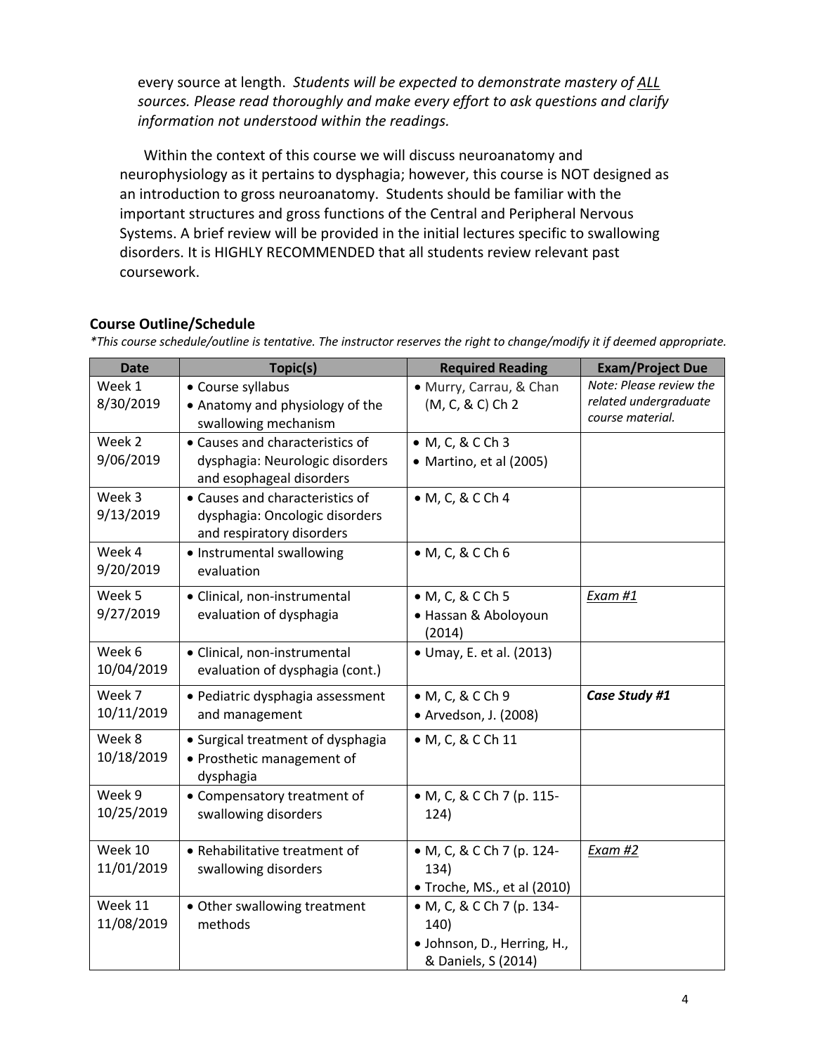every source at length. *Students will be expected to demonstrate mastery of ALL sources. Please read thoroughly and make every effort to ask questions and clarify information not understood within the readings.*

Within the context of this course we will discuss neuroanatomy and neurophysiology as it pertains to dysphagia; however, this course is NOT designed as an introduction to gross neuroanatomy. Students should be familiar with the important structures and gross functions of the Central and Peripheral Nervous Systems. A brief review will be provided in the initial lectures specific to swallowing disorders. It is HIGHLY RECOMMENDED that all students review relevant past coursework.

**Course Outline/Schedule**

*\*This course schedule/outline is tentative. The instructor reserves the right to change/modify it if deemed appropriate.*

| Date | Topic(s) | Required Reading | Exam/Project Due |
|---|---|---|---|
| Week 1 8/30/2019 | • Course syllabus<br>• Anatomy and physiology of the swallowing mechanism | • Murry, Carrau, & Chan (M, C, & C) Ch 2 | *Note: Please review the related undergraduate course material.* |
| Week 2 9/06/2019 | • Causes and characteristics of dysphagia: Neurologic disorders and esophageal disorders | • M, C, & C Ch 3<br>• Martino, et al (2005) | |
| Week 3 9/13/2019 | • Causes and characteristics of dysphagia: Oncologic disorders and respiratory disorders | • M, C, & C Ch 4 | |
| Week 4 9/20/2019 | • Instrumental swallowing evaluation | • M, C, & C Ch 6 | |
| Week 5 9/27/2019 | • Clinical, non-instrumental evaluation of dysphagia | • M, C, & C Ch 5<br>• Hassan & Aboloyoun (2014) | *Exam #1* |
| Week 6 10/04/2019 | • Clinical, non-instrumental evaluation of dysphagia (cont.) | • Umay, E. et al. (2013) | |
| Week 7 10/11/2019 | • Pediatric dysphagia assessment and management | • M, C, & C Ch 9<br>• Arvedson, J. (2008) | ***Case Study #1*** |
| Week 8 10/18/2019 | • Surgical treatment of dysphagia<br>• Prosthetic management of dysphagia | • M, C, & C Ch 11 | |
| Week 9 10/25/2019 | • Compensatory treatment of swallowing disorders | • M, C, & C Ch 7 (p. 115-124) | |
| Week 10 11/01/2019 | • Rehabilitative treatment of swallowing disorders | • M, C, & C Ch 7 (p. 124-134)<br>• Troche, MS., et al (2010) | *Exam #2* |
| Week 11 11/08/2019 | • Other swallowing treatment methods | • M, C, & C Ch 7 (p. 134-140)<br>• Johnson, D., Herring, H., & Daniels, S (2014) | |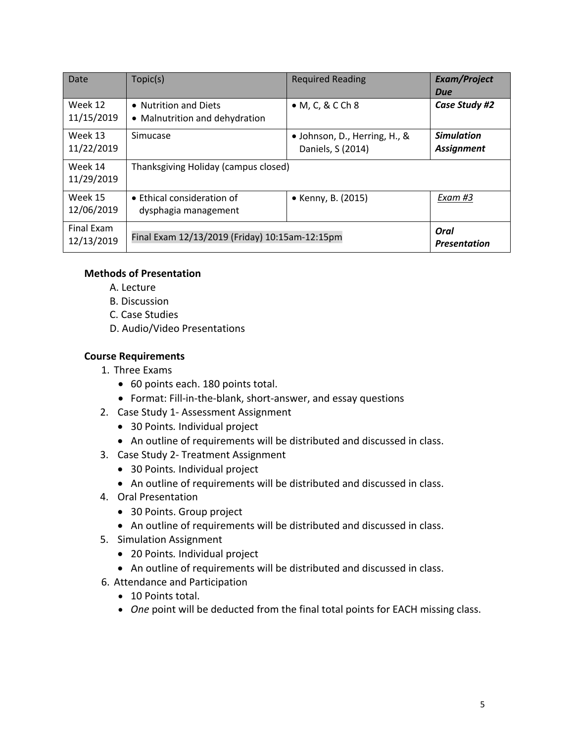| Date | Topic(s) | Required Reading | ***Exam/Project Due*** |
|---|---|---|---|
| Week 12 11/15/2019 | • Nutrition and Diets<br>• Malnutrition and dehydration | • M, C, & C Ch 8 | ***Case Study #2*** |
| Week 13 11/22/2019 | Simucase | • Johnson, D., Herring, H., & Daniels, S (2014) | ***Simulation Assignment*** |
| Week 14 11/29/2019 | Thanksgiving Holiday (campus closed) | | |
| Week 15 12/06/2019 | • Ethical consideration of dysphagia management | • Kenny, B. (2015) | *Exam #3* |
| Final Exam 12/13/2019 | Final Exam 12/13/2019 (Friday) 10:15am-12:15pm | | ***Oral Presentation*** |

**Methods of Presentation**

A. Lecture
B. Discussion
C. Case Studies
D. Audio/Video Presentations

**Course Requirements**

1. Three Exams
   - 60 points each. 180 points total.
   - Format: Fill-in-the-blank, short-answer, and essay questions
2. Case Study 1- Assessment Assignment
   - 30 Points. Individual project
   - An outline of requirements will be distributed and discussed in class.
3. Case Study 2- Treatment Assignment
   - 30 Points. Individual project
   - An outline of requirements will be distributed and discussed in class.
4. Oral Presentation
   - 30 Points. Group project
   - An outline of requirements will be distributed and discussed in class.
5. Simulation Assignment
   - 20 Points. Individual project
   - An outline of requirements will be distributed and discussed in class.
6. Attendance and Participation
   - 10 Points total.
   - *One* point will be deducted from the final total points for EACH missing class.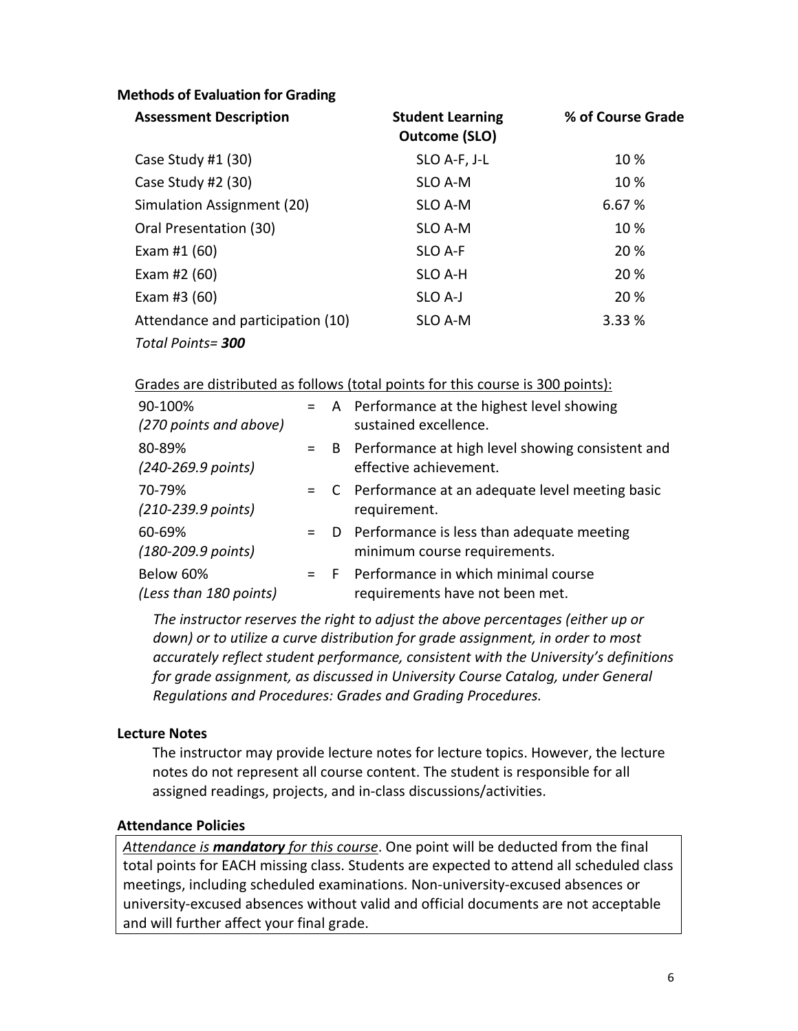### Methods of Evaluation for Grading

| Assessment Description | Student Learning Outcome (SLO) | % of Course Grade |
|---|---|---|
| Case Study #1 (30) | SLO A-F, J-L | 10 % |
| Case Study #2 (30) | SLO A-M | 10 % |
| Simulation Assignment (20) | SLO A-M | 6.67 % |
| Oral Presentation (30) | SLO A-M | 10 % |
| Exam #1 (60) | SLO A-F | 20 % |
| Exam #2 (60) | SLO A-H | 20 % |
| Exam #3 (60) | SLO A-J | 20 % |
| Attendance and participation (10) | SLO A-M | 3.33 % |

*Total Points= **300***

Grades are distributed as follows (total points for this course is 300 points):

| Range | | Grade | Description |
|---|---|---|---|
| 90-100% *(270 points and above)* | = | A | Performance at the highest level showing sustained excellence. |
| 80-89% *(240-269.9 points)* | = | B | Performance at high level showing consistent and effective achievement. |
| 70-79% *(210-239.9 points)* | = | C | Performance at an adequate level meeting basic requirement. |
| 60-69% *(180-209.9 points)* | = | D | Performance is less than adequate meeting minimum course requirements. |
| Below 60% *(Less than 180 points)* | = | F | Performance in which minimal course requirements have not been met. |

*The instructor reserves the right to adjust the above percentages (either up or down) or to utilize a curve distribution for grade assignment, in order to most accurately reflect student performance, consistent with the University's definitions for grade assignment, as discussed in University Course Catalog, under General Regulations and Procedures: Grades and Grading Procedures.*

### Lecture Notes

The instructor may provide lecture notes for lecture topics. However, the lecture notes do not represent all course content. The student is responsible for all assigned readings, projects, and in-class discussions/activities.

### Attendance Policies

*Attendance is **mandatory** for this course*. One point will be deducted from the final total points for EACH missing class. Students are expected to attend all scheduled class meetings, including scheduled examinations. Non-university-excused absences or university-excused absences without valid and official documents are not acceptable and will further affect your final grade.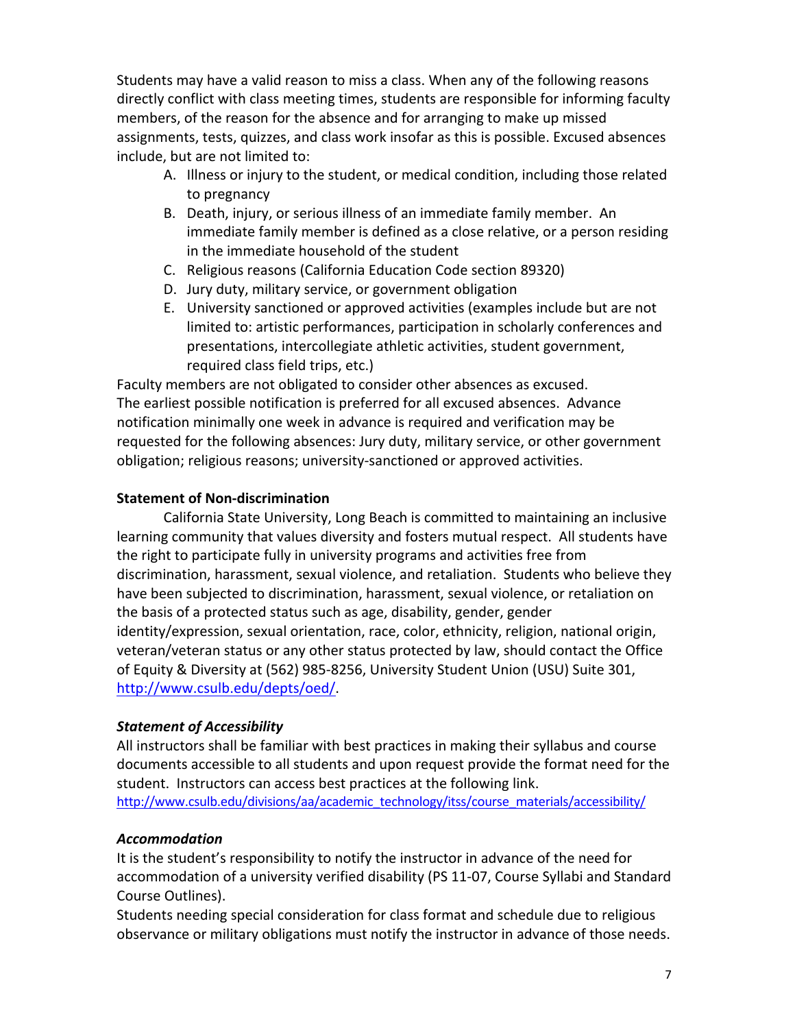Students may have a valid reason to miss a class. When any of the following reasons directly conflict with class meeting times, students are responsible for informing faculty members, of the reason for the absence and for arranging to make up missed assignments, tests, quizzes, and class work insofar as this is possible. Excused absences include, but are not limited to:

A. Illness or injury to the student, or medical condition, including those related to pregnancy
B. Death, injury, or serious illness of an immediate family member. An immediate family member is defined as a close relative, or a person residing in the immediate household of the student
C. Religious reasons (California Education Code section 89320)
D. Jury duty, military service, or government obligation
E. University sanctioned or approved activities (examples include but are not limited to: artistic performances, participation in scholarly conferences and presentations, intercollegiate athletic activities, student government, required class field trips, etc.)

Faculty members are not obligated to consider other absences as excused. The earliest possible notification is preferred for all excused absences. Advance notification minimally one week in advance is required and verification may be requested for the following absences: Jury duty, military service, or other government obligation; religious reasons; university-sanctioned or approved activities.

**Statement of Non-discrimination**

California State University, Long Beach is committed to maintaining an inclusive learning community that values diversity and fosters mutual respect. All students have the right to participate fully in university programs and activities free from discrimination, harassment, sexual violence, and retaliation. Students who believe they have been subjected to discrimination, harassment, sexual violence, or retaliation on the basis of a protected status such as age, disability, gender, gender identity/expression, sexual orientation, race, color, ethnicity, religion, national origin, veteran/veteran status or any other status protected by law, should contact the Office of Equity & Diversity at (562) 985-8256, University Student Union (USU) Suite 301, http://www.csulb.edu/depts/oed/.

***Statement of Accessibility***

All instructors shall be familiar with best practices in making their syllabus and course documents accessible to all students and upon request provide the format need for the student. Instructors can access best practices at the following link.
http://www.csulb.edu/divisions/aa/academic_technology/itss/course_materials/accessibility/

***Accommodation***

It is the student's responsibility to notify the instructor in advance of the need for accommodation of a university verified disability (PS 11-07, Course Syllabi and Standard Course Outlines).

Students needing special consideration for class format and schedule due to religious observance or military obligations must notify the instructor in advance of those needs.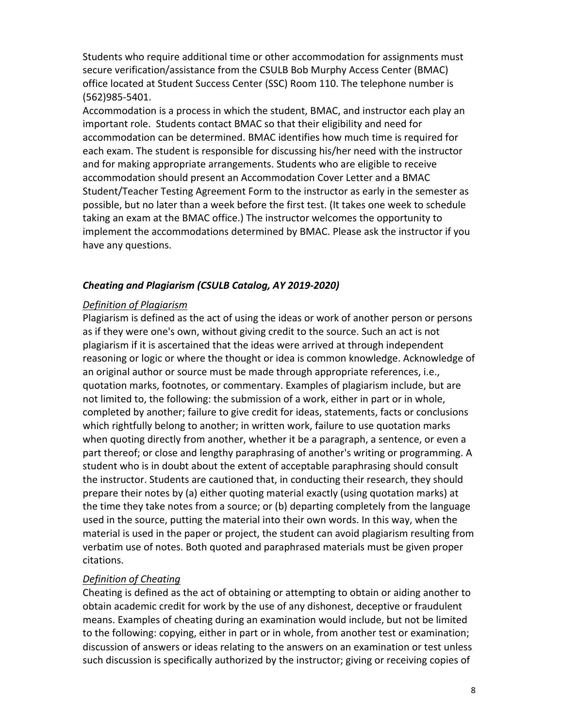Students who require additional time or other accommodation for assignments must secure verification/assistance from the CSULB Bob Murphy Access Center (BMAC) office located at Student Success Center (SSC) Room 110. The telephone number is (562)985-5401.

Accommodation is a process in which the student, BMAC, and instructor each play an important role. Students contact BMAC so that their eligibility and need for accommodation can be determined. BMAC identifies how much time is required for each exam. The student is responsible for discussing his/her need with the instructor and for making appropriate arrangements. Students who are eligible to receive accommodation should present an Accommodation Cover Letter and a BMAC Student/Teacher Testing Agreement Form to the instructor as early in the semester as possible, but no later than a week before the first test. (It takes one week to schedule taking an exam at the BMAC office.) The instructor welcomes the opportunity to implement the accommodations determined by BMAC. Please ask the instructor if you have any questions.

### *Cheating and Plagiarism (CSULB Catalog, AY 2019-2020)*

*Definition of Plagiarism*

Plagiarism is defined as the act of using the ideas or work of another person or persons as if they were one's own, without giving credit to the source. Such an act is not plagiarism if it is ascertained that the ideas were arrived at through independent reasoning or logic or where the thought or idea is common knowledge. Acknowledge of an original author or source must be made through appropriate references, i.e., quotation marks, footnotes, or commentary. Examples of plagiarism include, but are not limited to, the following: the submission of a work, either in part or in whole, completed by another; failure to give credit for ideas, statements, facts or conclusions which rightfully belong to another; in written work, failure to use quotation marks when quoting directly from another, whether it be a paragraph, a sentence, or even a part thereof; or close and lengthy paraphrasing of another's writing or programming. A student who is in doubt about the extent of acceptable paraphrasing should consult the instructor. Students are cautioned that, in conducting their research, they should prepare their notes by (a) either quoting material exactly (using quotation marks) at the time they take notes from a source; or (b) departing completely from the language used in the source, putting the material into their own words. In this way, when the material is used in the paper or project, the student can avoid plagiarism resulting from verbatim use of notes. Both quoted and paraphrased materials must be given proper citations.

*Definition of Cheating*

Cheating is defined as the act of obtaining or attempting to obtain or aiding another to obtain academic credit for work by the use of any dishonest, deceptive or fraudulent means. Examples of cheating during an examination would include, but not be limited to the following: copying, either in part or in whole, from another test or examination; discussion of answers or ideas relating to the answers on an examination or test unless such discussion is specifically authorized by the instructor; giving or receiving copies of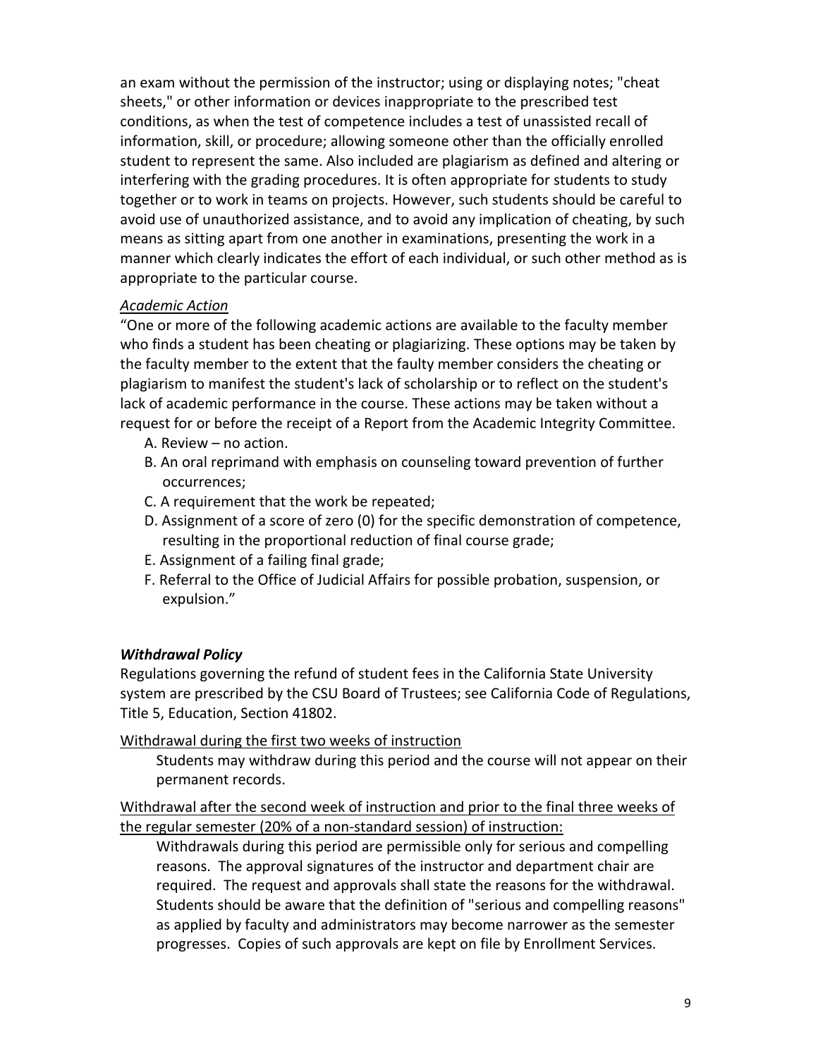an exam without the permission of the instructor; using or displaying notes; "cheat sheets," or other information or devices inappropriate to the prescribed test conditions, as when the test of competence includes a test of unassisted recall of information, skill, or procedure; allowing someone other than the officially enrolled student to represent the same. Also included are plagiarism as defined and altering or interfering with the grading procedures. It is often appropriate for students to study together or to work in teams on projects. However, such students should be careful to avoid use of unauthorized assistance, and to avoid any implication of cheating, by such means as sitting apart from one another in examinations, presenting the work in a manner which clearly indicates the effort of each individual, or such other method as is appropriate to the particular course.

*<u>Academic Action</u>*

"One or more of the following academic actions are available to the faculty member who finds a student has been cheating or plagiarizing. These options may be taken by the faculty member to the extent that the faulty member considers the cheating or plagiarism to manifest the student's lack of scholarship or to reflect on the student's lack of academic performance in the course. These actions may be taken without a request for or before the receipt of a Report from the Academic Integrity Committee.

A. Review – no action.
B. An oral reprimand with emphasis on counseling toward prevention of further occurrences;
C. A requirement that the work be repeated;
D. Assignment of a score of zero (0) for the specific demonstration of competence, resulting in the proportional reduction of final course grade;
E. Assignment of a failing final grade;
F. Referral to the Office of Judicial Affairs for possible probation, suspension, or expulsion."

### *Withdrawal Policy*

Regulations governing the refund of student fees in the California State University system are prescribed by the CSU Board of Trustees; see California Code of Regulations, Title 5, Education, Section 41802.

<u>Withdrawal during the first two weeks of instruction</u>

Students may withdraw during this period and the course will not appear on their permanent records.

<u>Withdrawal after the second week of instruction and prior to the final three weeks of the regular semester (20% of a non-standard session) of instruction:</u>

Withdrawals during this period are permissible only for serious and compelling reasons. The approval signatures of the instructor and department chair are required. The request and approvals shall state the reasons for the withdrawal. Students should be aware that the definition of "serious and compelling reasons" as applied by faculty and administrators may become narrower as the semester progresses. Copies of such approvals are kept on file by Enrollment Services.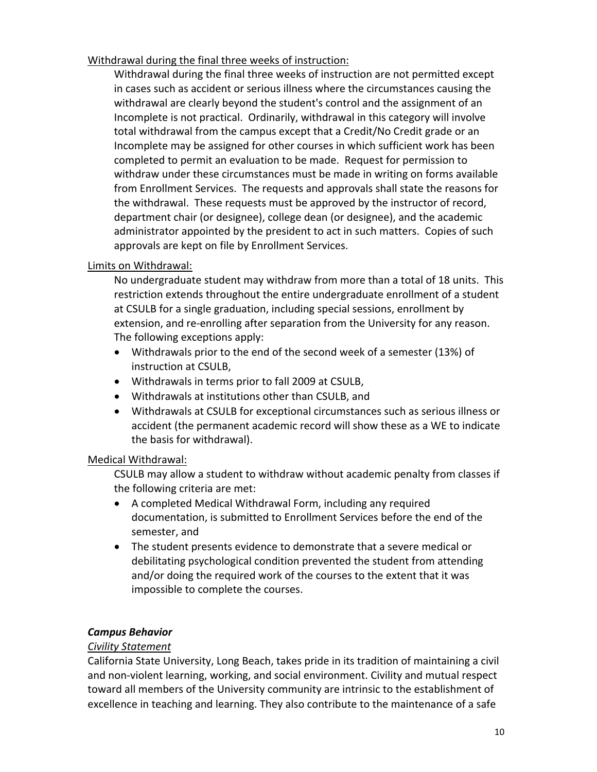<u>Withdrawal during the final three weeks of instruction:</u>

Withdrawal during the final three weeks of instruction are not permitted except in cases such as accident or serious illness where the circumstances causing the withdrawal are clearly beyond the student's control and the assignment of an Incomplete is not practical. Ordinarily, withdrawal in this category will involve total withdrawal from the campus except that a Credit/No Credit grade or an Incomplete may be assigned for other courses in which sufficient work has been completed to permit an evaluation to be made. Request for permission to withdraw under these circumstances must be made in writing on forms available from Enrollment Services. The requests and approvals shall state the reasons for the withdrawal. These requests must be approved by the instructor of record, department chair (or designee), college dean (or designee), and the academic administrator appointed by the president to act in such matters. Copies of such approvals are kept on file by Enrollment Services.

<u>Limits on Withdrawal:</u>

No undergraduate student may withdraw from more than a total of 18 units. This restriction extends throughout the entire undergraduate enrollment of a student at CSULB for a single graduation, including special sessions, enrollment by extension, and re-enrolling after separation from the University for any reason. The following exceptions apply:

- Withdrawals prior to the end of the second week of a semester (13%) of instruction at CSULB,
- Withdrawals in terms prior to fall 2009 at CSULB,
- Withdrawals at institutions other than CSULB, and
- Withdrawals at CSULB for exceptional circumstances such as serious illness or accident (the permanent academic record will show these as a WE to indicate the basis for withdrawal).

<u>Medical Withdrawal:</u>

CSULB may allow a student to withdraw without academic penalty from classes if the following criteria are met:

- A completed Medical Withdrawal Form, including any required documentation, is submitted to Enrollment Services before the end of the semester, and
- The student presents evidence to demonstrate that a severe medical or debilitating psychological condition prevented the student from attending and/or doing the required work of the courses to the extent that it was impossible to complete the courses.

***Campus Behavior***

*<u>Civility Statement</u>*

California State University, Long Beach, takes pride in its tradition of maintaining a civil and non-violent learning, working, and social environment. Civility and mutual respect toward all members of the University community are intrinsic to the establishment of excellence in teaching and learning. They also contribute to the maintenance of a safe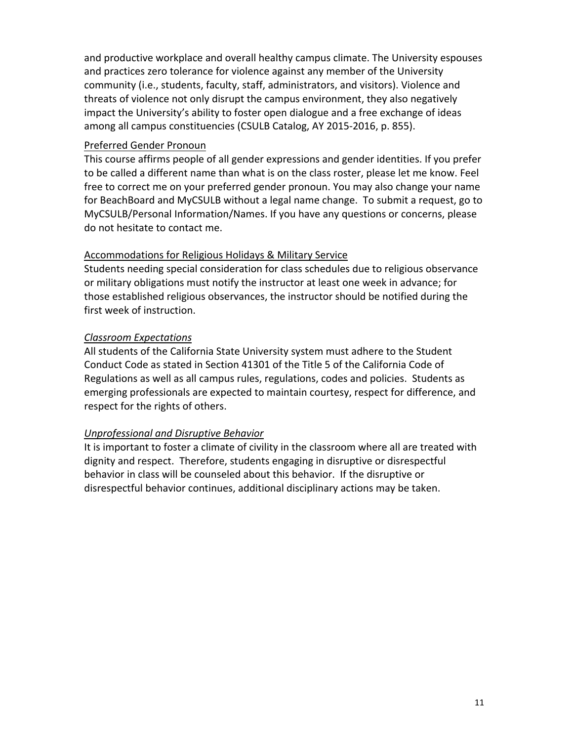and productive workplace and overall healthy campus climate. The University espouses and practices zero tolerance for violence against any member of the University community (i.e., students, faculty, staff, administrators, and visitors). Violence and threats of violence not only disrupt the campus environment, they also negatively impact the University's ability to foster open dialogue and a free exchange of ideas among all campus constituencies (CSULB Catalog, AY 2015-2016, p. 855).

<u>Preferred Gender Pronoun</u>

This course affirms people of all gender expressions and gender identities. If you prefer to be called a different name than what is on the class roster, please let me know. Feel free to correct me on your preferred gender pronoun. You may also change your name for BeachBoard and MyCSULB without a legal name change. To submit a request, go to MyCSULB/Personal Information/Names. If you have any questions or concerns, please do not hesitate to contact me.

<u>Accommodations for Religious Holidays & Military Service</u>

Students needing special consideration for class schedules due to religious observance or military obligations must notify the instructor at least one week in advance; for those established religious observances, the instructor should be notified during the first week of instruction.

*<u>Classroom Expectations</u>*

All students of the California State University system must adhere to the Student Conduct Code as stated in Section 41301 of the Title 5 of the California Code of Regulations as well as all campus rules, regulations, codes and policies. Students as emerging professionals are expected to maintain courtesy, respect for difference, and respect for the rights of others.

*<u>Unprofessional and Disruptive Behavior</u>*

It is important to foster a climate of civility in the classroom where all are treated with dignity and respect. Therefore, students engaging in disruptive or disrespectful behavior in class will be counseled about this behavior. If the disruptive or disrespectful behavior continues, additional disciplinary actions may be taken.